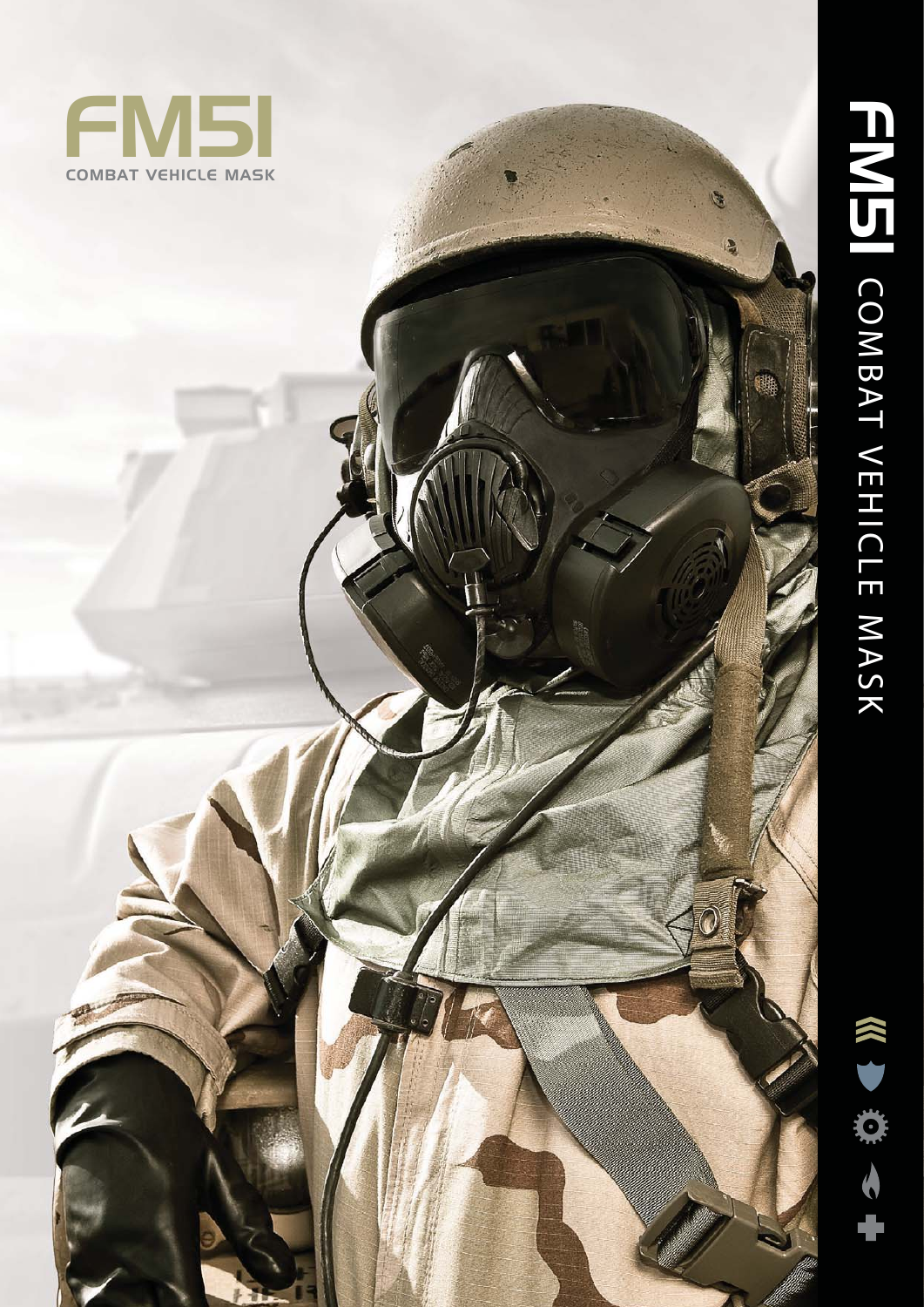# FM51

COMBAT VEHICLE MASK

FM51 COMBAT VEHICLE MASK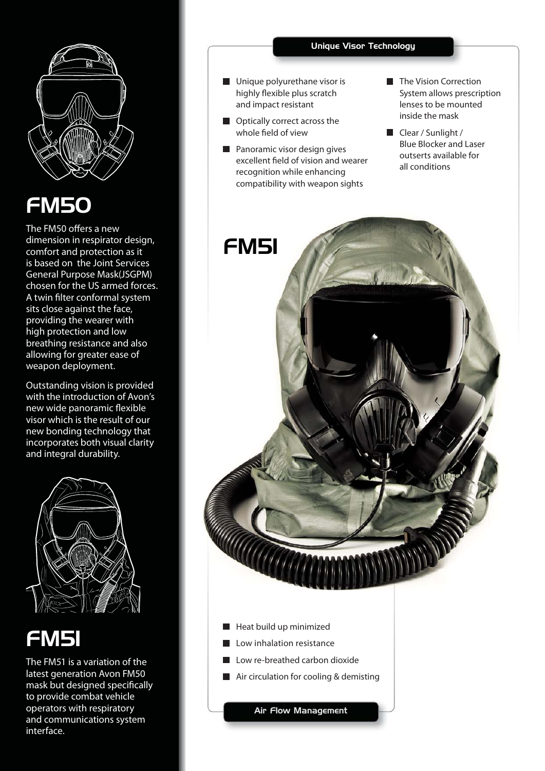# FM50

The FM50 offers a new dimension in respirator design, comfort and protection as it is based on the Joint Services General Purpose Mask(JSGPM) chosen for the US armed forces. A twin filter conformal system sits close against the face, providing the wearer with high protection and low breathing resistance and also allowing for greater ease of weapon deployment.

Outstanding vision is provided with the introduction of Avon's new wide panoramic flexible visor which is the result of our new bonding technology that incorporates both visual clarity and integral durability.

# FM51

The FM51 is a variation of the latest generation Avon FM50 mask but designed specifically to provide combat vehicle operators with respiratory and communications system interface.

## Unique Visor Technology

- Unique polyurethane visor is highly flexible plus scratch and impact resistant
- Optically correct across the whole field of view
- Panoramic visor design gives excellent field of vision and wearer recognition while enhancing compatibility with weapon sights
- The Vision Correction System allows prescription lenses to be mounted inside the mask
- Clear / Sunlight / Blue Blocker and Laser outserts available for all conditions

## FM51

## Air Flow Management

- Heat build up minimized
- Low inhalation resistance
- Low re-breathed carbon dioxide
- Air circulation for cooling & demisting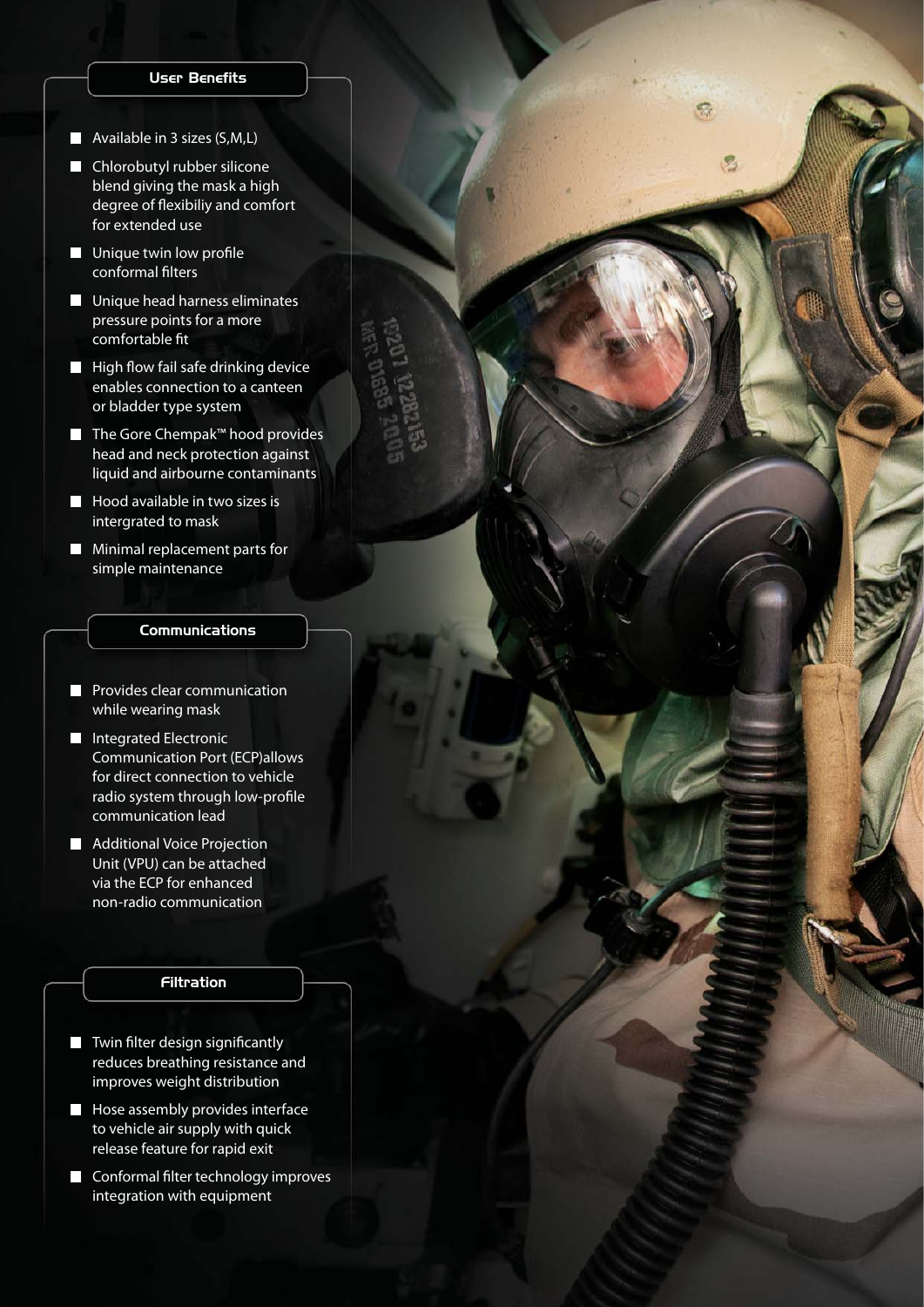## User Benefits

- Available in 3 sizes (S,M,L)
- Chlorobutyl rubber silicone blend giving the mask a high degree of flexibiliy and comfort for extended use
- Unique twin low profile conformal filters
- Unique head harness eliminates pressure points for a more comfortable fit
- High flow fail safe drinking device enables connection to a canteen or bladder type system
- The Gore Chempak™ hood provides head and neck protection against liquid and airbourne contaminants
- Hood available in two sizes is intergrated to mask
- Minimal replacement parts for simple maintenance

## Communications

- Provides clear communication while wearing mask
- Integrated Electronic Communication Port (ECP)allows for direct connection to vehicle radio system through low-profile communication lead
- Additional Voice Projection Unit (VPU) can be attached via the ECP for enhanced non-radio communication

## Filtration

- Twin filter design significantly reduces breathing resistance and improves weight distribution
- Hose assembly provides interface to vehicle air supply with quick release feature for rapid exit
- Conformal filter technology improves integration with equipment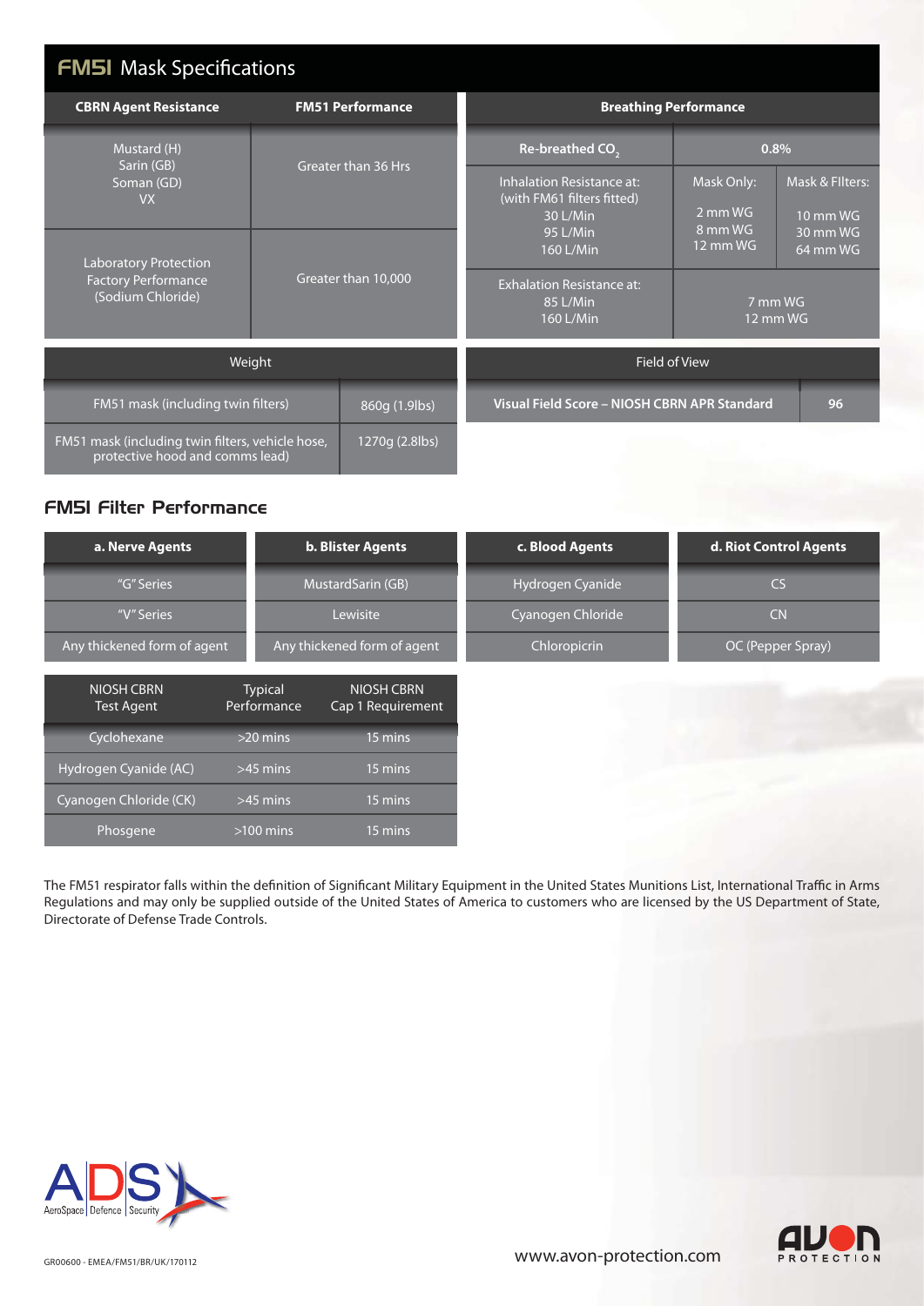## FM51 Mask Specifications

| CBRN Agent Resistance | FM51 Performance |
|---|---|
| Mustard (H)<br>Sarin (GB)<br>Soman (GD)<br>VX | Greater than 36 Hrs |
| Laboratory Protection<br>Factory Performance<br>(Sodium Chloride) | Greater than 10,000 |

| Breathing Performance | | |
|---|---|---|
| Re-breathed $CO_2$ | 0.8% | |
| Inhalation Resistance at:<br>(with FM61 filters fitted)<br>30 L/Min<br>95 L/Min<br>160 L/Min | Mask Only:<br>2 mm WG<br>8 mm WG<br>12 mm WG | Mask & FIlters:<br>10 mm WG<br>30 mm WG<br>64 mm WG |
| Exhalation Resistance at:<br>85 L/Min<br>160 L/Min | 7 mm WG<br>12 mm WG | |

| Weight | |
|---|---|
| FM51 mask (including twin filters) | 860g (1.9lbs) |
| FM51 mask (including twin filters, vehicle hose, protective hood and comms lead) | 1270g (2.8lbs) |

| Field of View | |
|---|---|
| Visual Field Score – NIOSH CBRN APR Standard | 96 |

## FM51 Filter Performance

| a. Nerve Agents | b. Blister Agents | c. Blood Agents | d. Riot Control Agents |
|---|---|---|---|
| "G" Series | MustardSarin (GB) | Hydrogen Cyanide | CS |
| "V" Series | Lewisite | Cyanogen Chloride | CN |
| Any thickened form of agent | Any thickened form of agent | Chloropicrin | OC (Pepper Spray) |

| NIOSH CBRN Test Agent | Typical Performance | NIOSH CBRN Cap 1 Requirement |
|---|---|---|
| Cyclohexane | >20 mins | 15 mins |
| Hydrogen Cyanide (AC) | >45 mins | 15 mins |
| Cyanogen Chloride (CK) | >45 mins | 15 mins |
| Phosgene | >100 mins | 15 mins |

The FM51 respirator falls within the definition of Significant Military Equipment in the United States Munitions List, International Traffic in Arms Regulations and may only be supplied outside of the United States of America to customers who are licensed by the US Department of State, Directorate of Defense Trade Controls.

ADS AeroSpace | Defence | Security

GR00600 - EMEA/FM51/BR/UK/170112

www.avon-protection.com

AVON PROTECTION